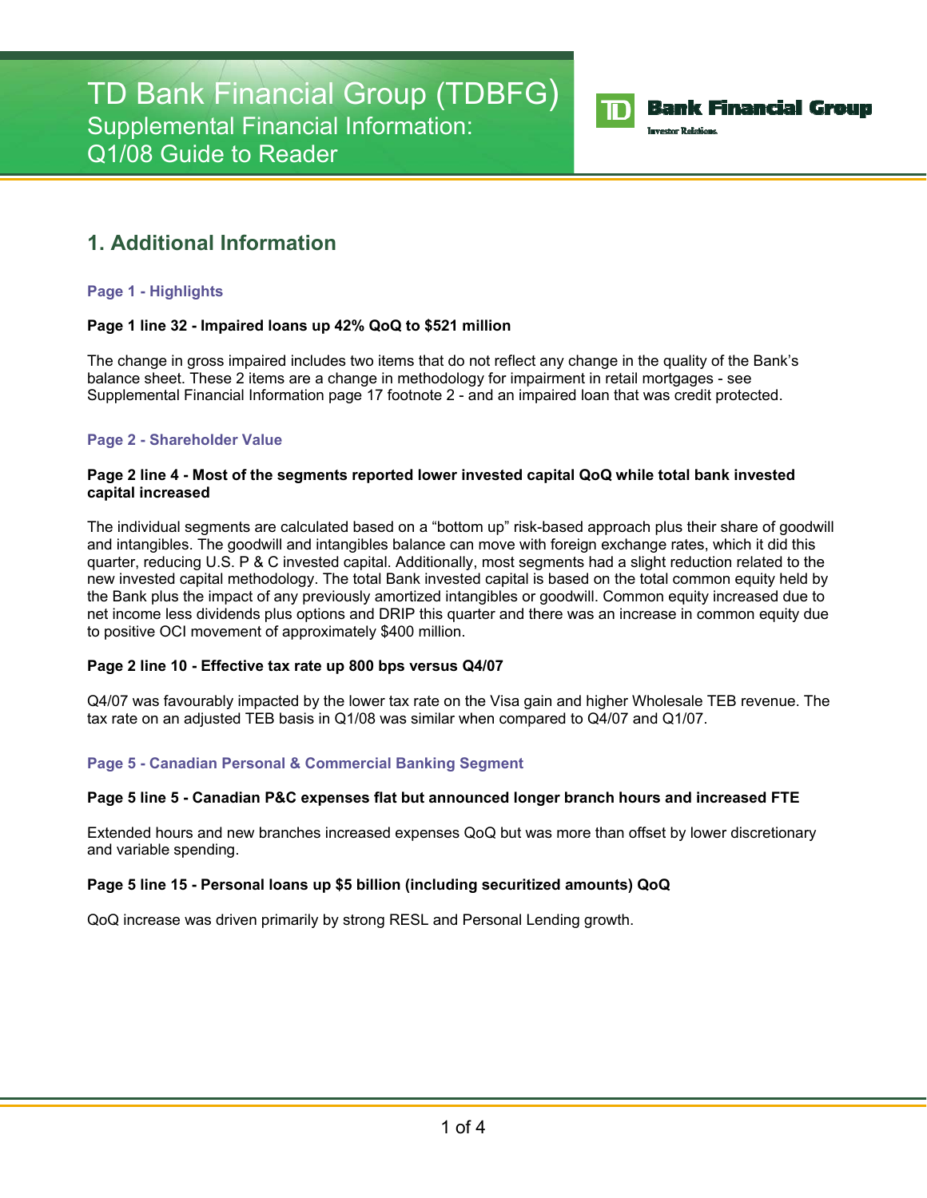# TD Bank Financial Group (TDBFG)
## Supplemental Financial Information: Q1/08 Guide to Reader

TD Bank Financial Group
Investor Relations

## 1. Additional Information

### Page 1 - Highlights

**Page 1 line 32 - Impaired loans up 42% QoQ to $521 million**

The change in gross impaired includes two items that do not reflect any change in the quality of the Bank's balance sheet. These 2 items are a change in methodology for impairment in retail mortgages - see Supplemental Financial Information page 17 footnote 2 - and an impaired loan that was credit protected.

### Page 2 - Shareholder Value

**Page 2 line 4 - Most of the segments reported lower invested capital QoQ while total bank invested capital increased**

The individual segments are calculated based on a "bottom up" risk-based approach plus their share of goodwill and intangibles. The goodwill and intangibles balance can move with foreign exchange rates, which it did this quarter, reducing U.S. P & C invested capital. Additionally, most segments had a slight reduction related to the new invested capital methodology. The total Bank invested capital is based on the total common equity held by the Bank plus the impact of any previously amortized intangibles or goodwill. Common equity increased due to net income less dividends plus options and DRIP this quarter and there was an increase in common equity due to positive OCI movement of approximately $400 million.

**Page 2 line 10 - Effective tax rate up 800 bps versus Q4/07**

Q4/07 was favourably impacted by the lower tax rate on the Visa gain and higher Wholesale TEB revenue. The tax rate on an adjusted TEB basis in Q1/08 was similar when compared to Q4/07 and Q1/07.

### Page 5 - Canadian Personal & Commercial Banking Segment

**Page 5 line 5 - Canadian P&C expenses flat but announced longer branch hours and increased FTE**

Extended hours and new branches increased expenses QoQ but was more than offset by lower discretionary and variable spending.

**Page 5 line 15 - Personal loans up $5 billion (including securitized amounts) QoQ**

QoQ increase was driven primarily by strong RESL and Personal Lending growth.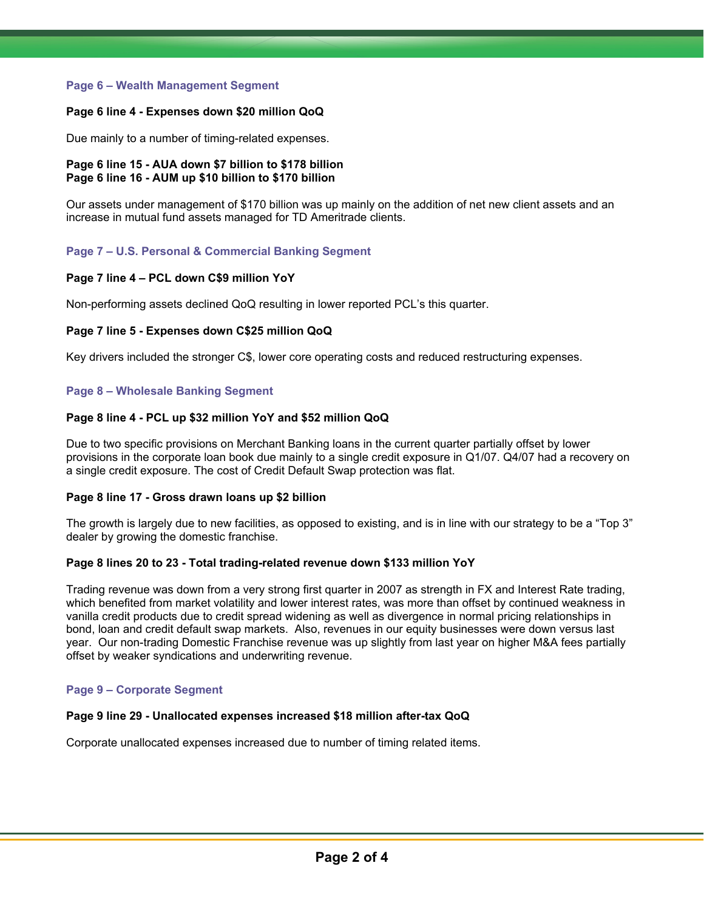## Page 6 – Wealth Management Segment

**Page 6 line 4 - Expenses down $20 million QoQ**

Due mainly to a number of timing-related expenses.

**Page 6 line 15 - AUA down $7 billion to $178 billion**
**Page 6 line 16 - AUM up $10 billion to $170 billion**

Our assets under management $170 billion was up mainly on the addition of net new client assets and an increase in mutual fund assets managed for TD Ameritrade clients.

## Page 7 – U.S. Personal & Commercial Banking Segment

**Page 7 line 4 – PCL down C$9 million YoY**

Non-performing assets declined QoQ resulting in lower reported PCL's this quarter.

**Page 7 line 5 - Expenses down C$25 million QoQ**

Key drivers included the stronger C$, lower core operating costs and reduced restructuring expenses.

## Page 8 – Wholesale Banking Segment

**Page 8 line 4 - PCL up $32 million YoY and $52 million QoQ**

Due to two specific provisions on Merchant Banking loans in the current quarter partially offset by lower provisions in the corporate loan book due mainly to a single credit exposure in Q1/07. Q4/07 had a recovery on a single credit exposure. The cost of Credit Default Swap protection was flat.

**Page 8 line 17 - Gross drawn loans up $2 billion**

The growth is largely due to new facilities, as opposed to existing, and is in line with our strategy to be a "Top 3" dealer by growing the domestic franchise.

**Page 8 lines 20 to 23 - Total trading-related revenue down $133 million YoY**

Trading revenue was down from a very strong first quarter in 2007 as strength in FX and Interest Rate trading, which benefited from market volatility and lower interest rates, was more than offset by continued weakness in vanilla credit products due to credit spread widening as well as divergence in normal pricing relationships in bond, loan and credit default swap markets. Also, revenues in our equity businesses were down versus last year. Our non-trading Domestic Franchise revenue was up slightly from last year on higher M&A fees partially offset by weaker syndications and underwriting revenue.

## Page 9 – Corporate Segment

**Page 9 line 29 - Unallocated expenses increased $18 million after-tax QoQ**

Corporate unallocated expenses increased due to number of timing related items.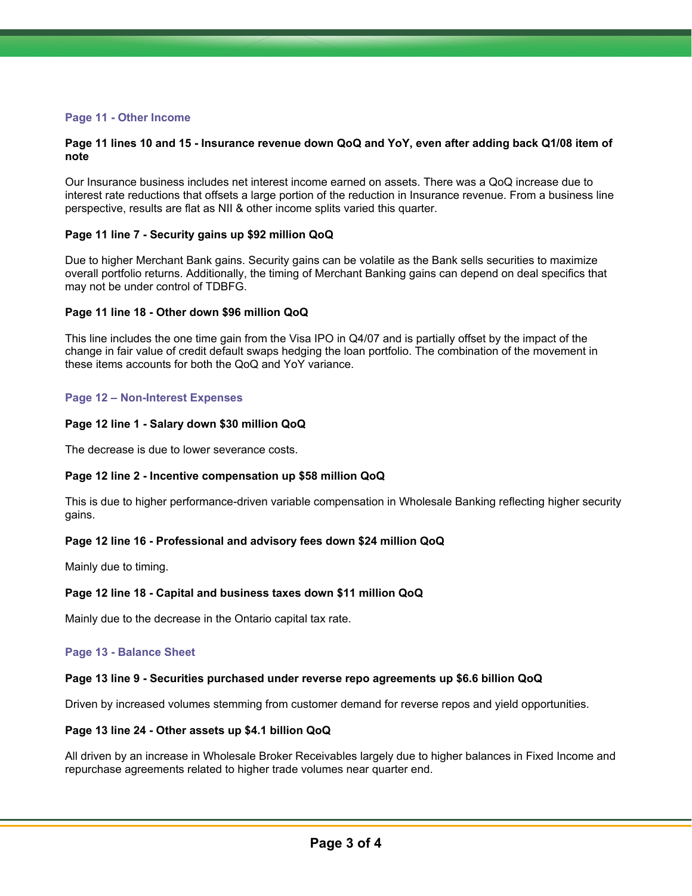## Page 11 - Other Income

**Page 11 lines 10 and 15 - Insurance revenue down QoQ and YoY, even after adding back Q1/08 item of note**

Our Insurance business includes net interest income earned on assets. There was a QoQ increase due to interest rate reductions that offsets a large portion of the reduction in Insurance revenue. From a business line perspective, results are flat as NII & other income splits varied this quarter.

**Page 11 line 7 - Security gains up $92 million QoQ**

Due to higher Merchant Bank gains. Security gains can be volatile as the Bank sells securities to maximize overall portfolio returns. Additionally, the timing of Merchant Banking gains can depend on deal specifics that may not be under control of TDBFG.

**Page 11 line 18 - Other down $96 million QoQ**

This line includes the one time gain from the Visa IPO in Q4/07 and is partially offset by the impact of the change in fair value of credit default swaps hedging the loan portfolio. The combination of the movement in these items accounts for both the QoQ and YoY variance.

## Page 12 – Non-Interest Expenses

**Page 12 line 1 - Salary down $30 million QoQ**

The decrease is due to lower severance costs.

**Page 12 line 2 - Incentive compensation up $58 million QoQ**

This is due to higher performance-driven variable compensation in Wholesale Banking reflecting higher security gains.

**Page 12 line 16 - Professional and advisory fees down $24 million QoQ**

Mainly due to timing.

**Page 12 line 18 - Capital and business taxes down $11 million QoQ**

Mainly due to the decrease in the Ontario capital tax rate.

## Page 13 - Balance Sheet

**Page 13 line 9 - Securities purchased under reverse repo agreements up $6.6 billion QoQ**

Driven by increased volumes stemming from customer demand for reverse repos and yield opportunities.

**Page 13 line 24 - Other assets up $4.1 billion QoQ**

All driven by an increase in Wholesale Broker Receivables largely due to higher balances in Fixed Income and repurchase agreements related to higher trade volumes near quarter end.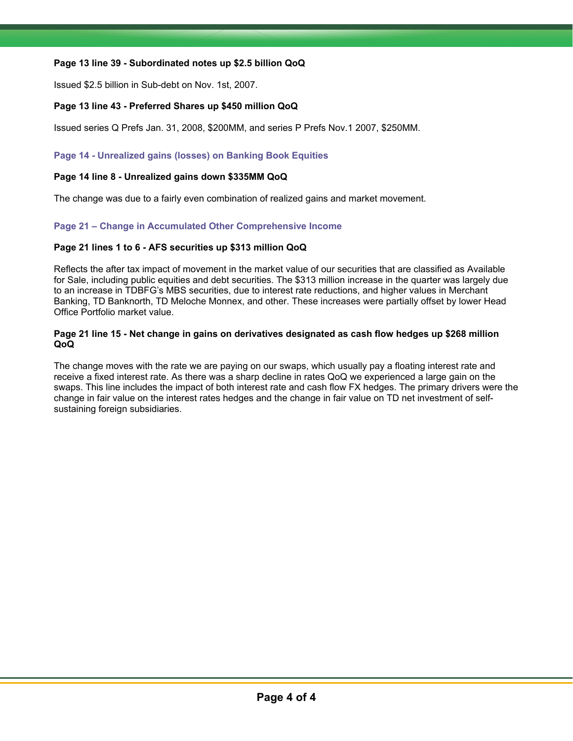**Page 13 line 39 - Subordinated notes up $2.5 billion QoQ**

Issued $2.5 billion in Sub-debt on Nov. 1st, 2007.

**Page 13 line 43 - Preferred Shares up $450 million QoQ**

Issued series Q Prefs Jan. 31, 2008, $200MM, and series P Prefs Nov.1 2007, $250MM.

## Page 14 - Unrealized gains (losses) on Banking Book Equities

**Page 14 line 8 - Unrealized gains down $335MM QoQ**

The change was due to a fairly even combination of realized gains and market movement.

## Page 21 – Change in Accumulated Other Comprehensive Income

**Page 21 lines 1 to 6 - AFS securities up $313 million QoQ**

Reflects the after tax impact of movement in the market value of our securities that are classified as Available for Sale, including public equities and debt securities. The $313 million increase in the quarter was largely due to an increase in TDBFG's MBS securities, due to interest rate reductions, and higher values in Merchant Banking, TD Banknorth, TD Meloche Monnex, and other. These increases were partially offset by lower Head Office Portfolio market value.

**Page 21 line 15 - Net change in gains on derivatives designated as cash flow hedges up $268 million QoQ**

The change moves with the rate we are paying on our swaps, which usually pay a floating interest rate and receive a fixed interest rate. As there was a sharp decline in rates QoQ we experienced a large gain on the swaps. This line includes the impact of both interest rate and cash flow FX hedges. The primary drivers were the change in fair value on the interest rates hedges and the change in fair value on TD net investment of self-sustaining foreign subsidiaries.